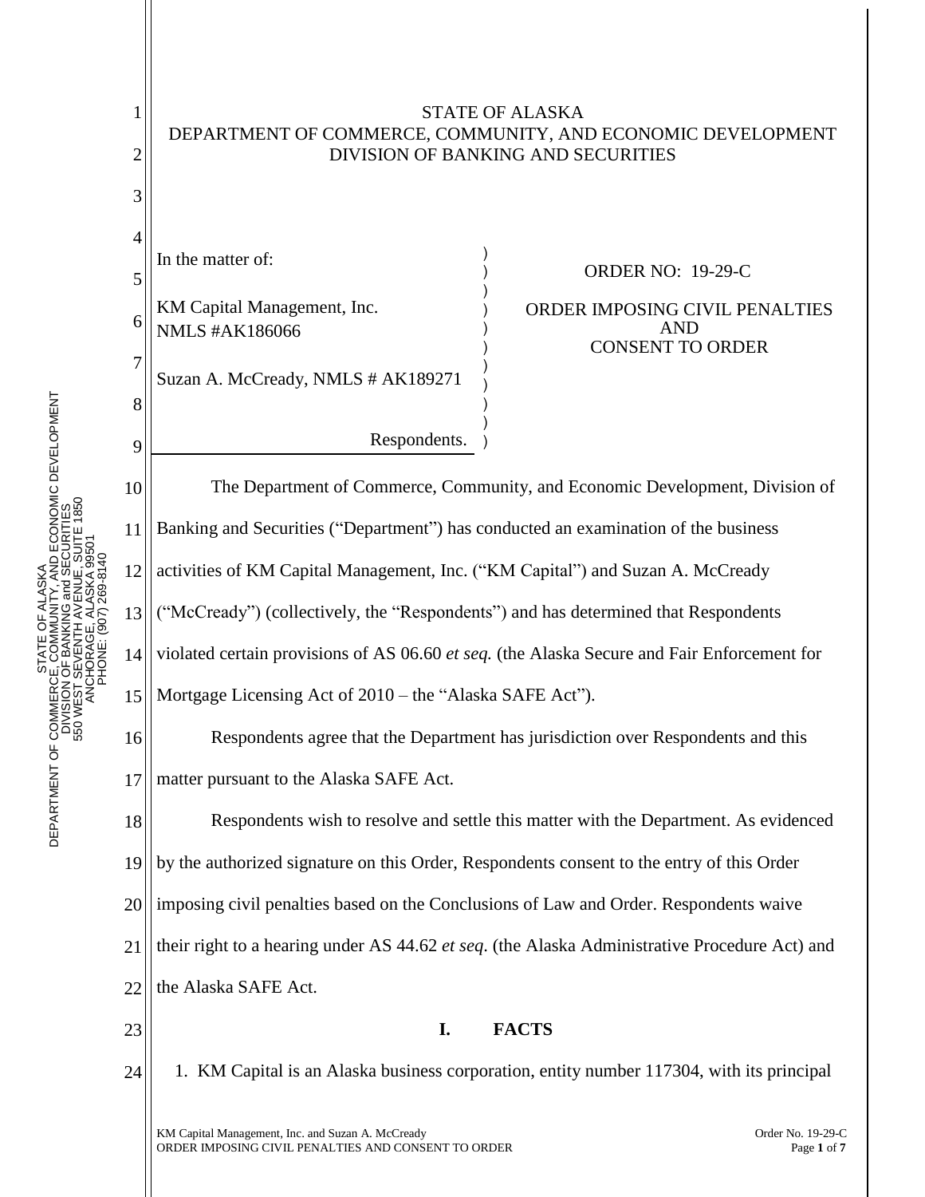STATE OF ALASKA
DEPARTMENT OF COMMERCE, COMMUNITY, AND ECONOMIC DEVELOPMENT
DIVISION OF BANKING AND SECURITIES

In the matter of:

KM Capital Management, Inc.
NMLS #AK186066

Suzan A. McCready, NMLS # AK189271

Respondents.

ORDER NO: 19-29-C

ORDER IMPOSING CIVIL PENALTIES AND CONSENT TO ORDER

The Department of Commerce, Community, and Economic Development, Division of Banking and Securities ("Department") has conducted an examination of the business activities of KM Capital Management, Inc. ("KM Capital") and Suzan A. McCready ("McCready") (collectively, the "Respondents") and has determined that Respondents violated certain provisions of AS 06.60 *et seq.* (the Alaska Secure and Fair Enforcement for Mortgage Licensing Act of 2010 – the "Alaska SAFE Act").

Respondents agree that the Department has jurisdiction over Respondents and this matter pursuant to the Alaska SAFE Act.

Respondents wish to resolve and settle this matter with the Department. As evidenced by the authorized signature on this Order, Respondents consent to the entry of this Order imposing civil penalties based on the Conclusions of Law and Order. Respondents waive their right to a hearing under AS 44.62 *et seq*. (the Alaska Administrative Procedure Act) and the Alaska SAFE Act.

## I. FACTS

1. KM Capital is an Alaska business corporation, entity number 117304, with its principal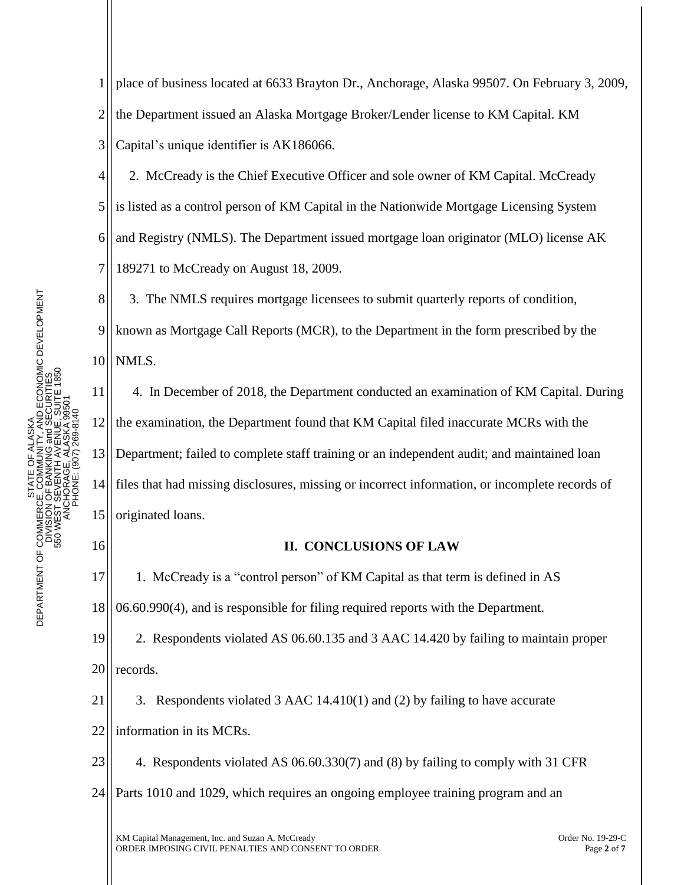place of business located at 6633 Brayton Dr., Anchorage, Alaska 99507. On February 3, 2009, the Department issued an Alaska Mortgage Broker/Lender license to KM Capital. KM Capital's unique identifier is AK186066.

2. McCready is the Chief Executive Officer and sole owner of KM Capital. McCready is listed as a control person of KM Capital in the Nationwide Mortgage Licensing System and Registry (NMLS). The Department issued mortgage loan originator (MLO) license AK 189271 to McCready on August 18, 2009.

3. The NMLS requires mortgage licensees to submit quarterly reports of condition, known as Mortgage Call Reports (MCR), to the Department in the form prescribed by the NMLS.

4. In December of 2018, the Department conducted an examination of KM Capital. During the examination, the Department found that KM Capital filed inaccurate MCRs with the Department; failed to complete staff training or an independent audit; and maintained loan files that had missing disclosures, missing or incorrect information, or incomplete records of originated loans.

## II. CONCLUSIONS OF LAW

1. McCready is a "control person" of KM Capital as that term is defined in AS 06.60.990(4), and is responsible for filing required reports with the Department.

2. Respondents violated AS 06.60.135 and 3 AAC 14.420 by failing to maintain proper records.

3. Respondents violated 3 AAC 14.410(1) and (2) by failing to have accurate information in its MCRs.

4. Respondents violated AS 06.60.330(7) and (8) by failing to comply with 31 CFR Parts 1010 and 1029, which requires an ongoing employee training program and an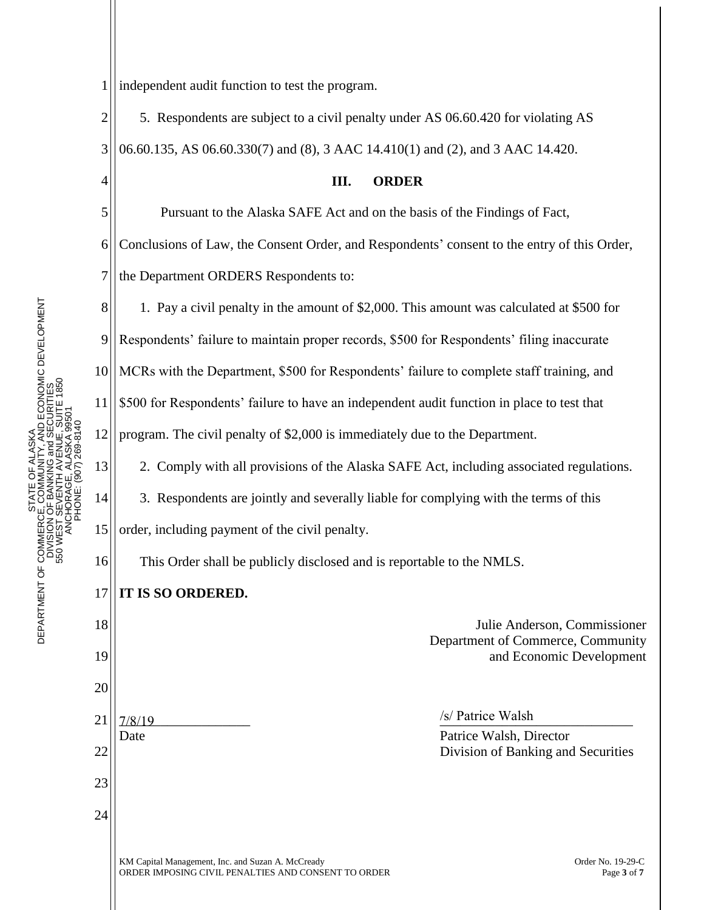independent audit function to test the program.

5. Respondents are subject to a civil penalty under AS 06.60.420 for violating AS 06.60.135, AS 06.60.330(7) and (8), 3 AAC 14.410(1) and (2), and 3 AAC 14.420.

## III. ORDER

Pursuant to the Alaska SAFE Act and on the basis of the Findings of Fact, Conclusions of Law, the Consent Order, and Respondents' consent to the entry of this Order, the Department ORDERS Respondents to:

1. Pay a civil penalty in the amount of $2,000. This amount was calculated at $500 for Respondents' failure to maintain proper records, $500 for Respondents' filing inaccurate MCRs with the Department, $500 for Respondents' failure to complete staff training, and $500 for Respondents' failure to have an independent audit function in place to test that program. The civil penalty of $2,000 is immediately due to the Department.

2. Comply with all provisions of the Alaska SAFE Act, including associated regulations.

3. Respondents are jointly and severally liable for complying with the terms of this order, including payment of the civil penalty.

This Order shall be publicly disclosed and is reportable to the NMLS.

**IT IS SO ORDERED.**

Julie Anderson, Commissioner
Department of Commerce, Community and Economic Development

7/8/19
Date

/s/ Patrice Walsh
Patrice Walsh, Director
Division of Banking and Securities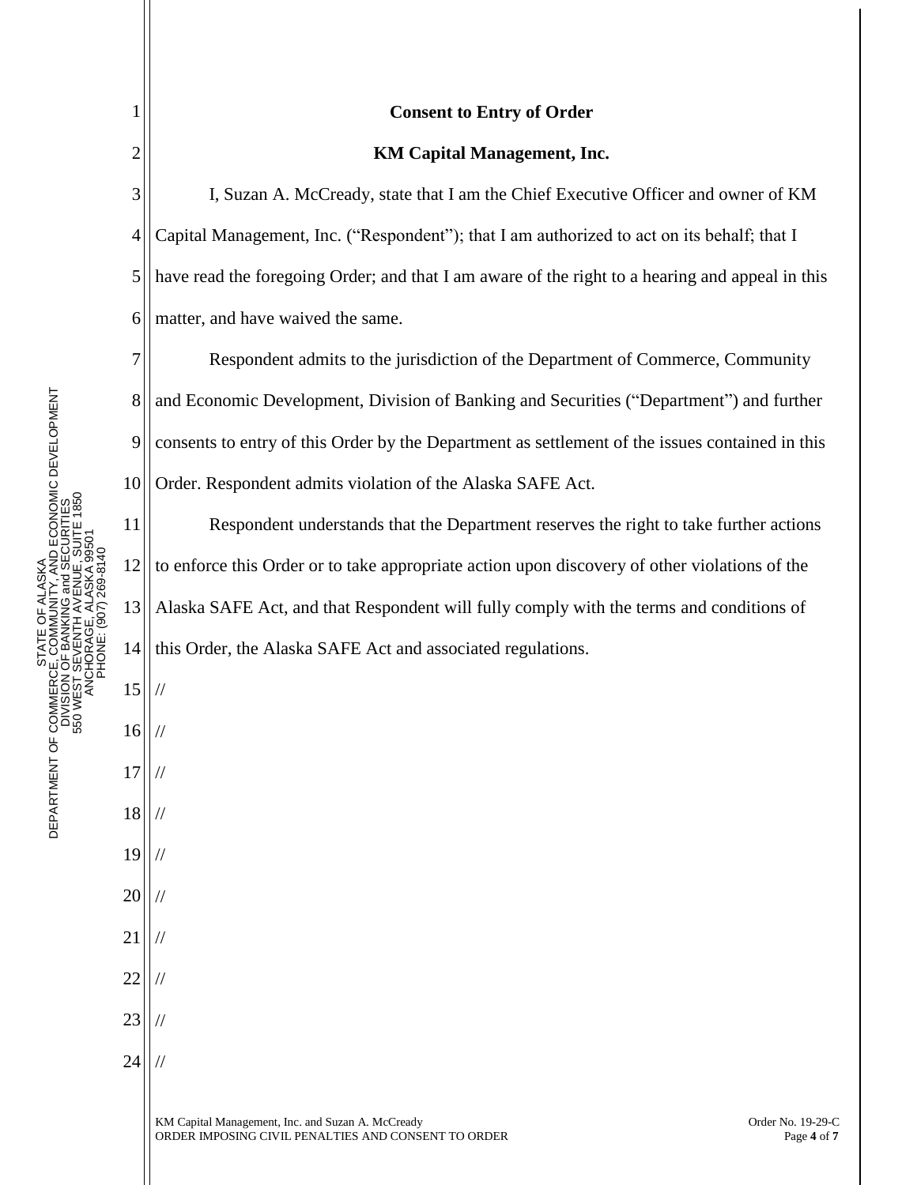**Consent to Entry of Order**

**KM Capital Management, Inc.**

I, Suzan A. McCready, state that I am the Chief Executive Officer and owner of KM Capital Management, Inc. ("Respondent"); that I am authorized to act on its behalf; that I have read the foregoing Order; and that I am aware of the right to a hearing and appeal in this matter, and have waived the same.

Respondent admits to the jurisdiction of the Department of Commerce, Community and Economic Development, Division of Banking and Securities ("Department") and further consents to entry of this Order by the Department as settlement of the issues contained in this Order. Respondent admits violation of the Alaska SAFE Act.

Respondent understands that the Department reserves the right to take further actions to enforce this Order or to take appropriate action upon discovery of other violations of the Alaska SAFE Act, and that Respondent will fully comply with the terms and conditions of this Order, the Alaska SAFE Act and associated regulations.

//

//

//

//

//

//

//

//

//

//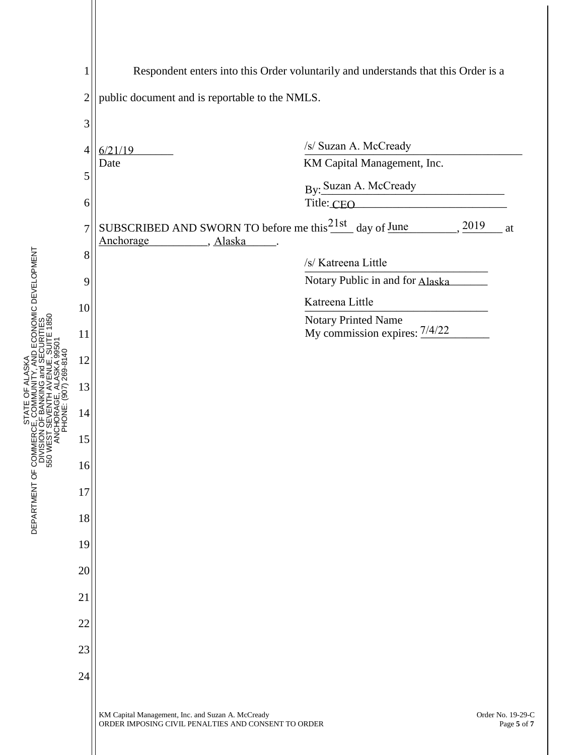Respondent enters into this Order voluntarily and understands that this Order is a public document and is reportable to the NMLS.

6/21/19
Date

/s/ Suzan A. McCready
KM Capital Management, Inc.

By: Suzan A. McCready
Title: CEO

SUBSCRIBED AND SWORN TO before me this 21st day of June, 2019 at Anchorage, Alaska.

/s/ Katreena Little
Notary Public in and for Alaska

Katreena Little
Notary Printed Name
My commission expires: 7/4/22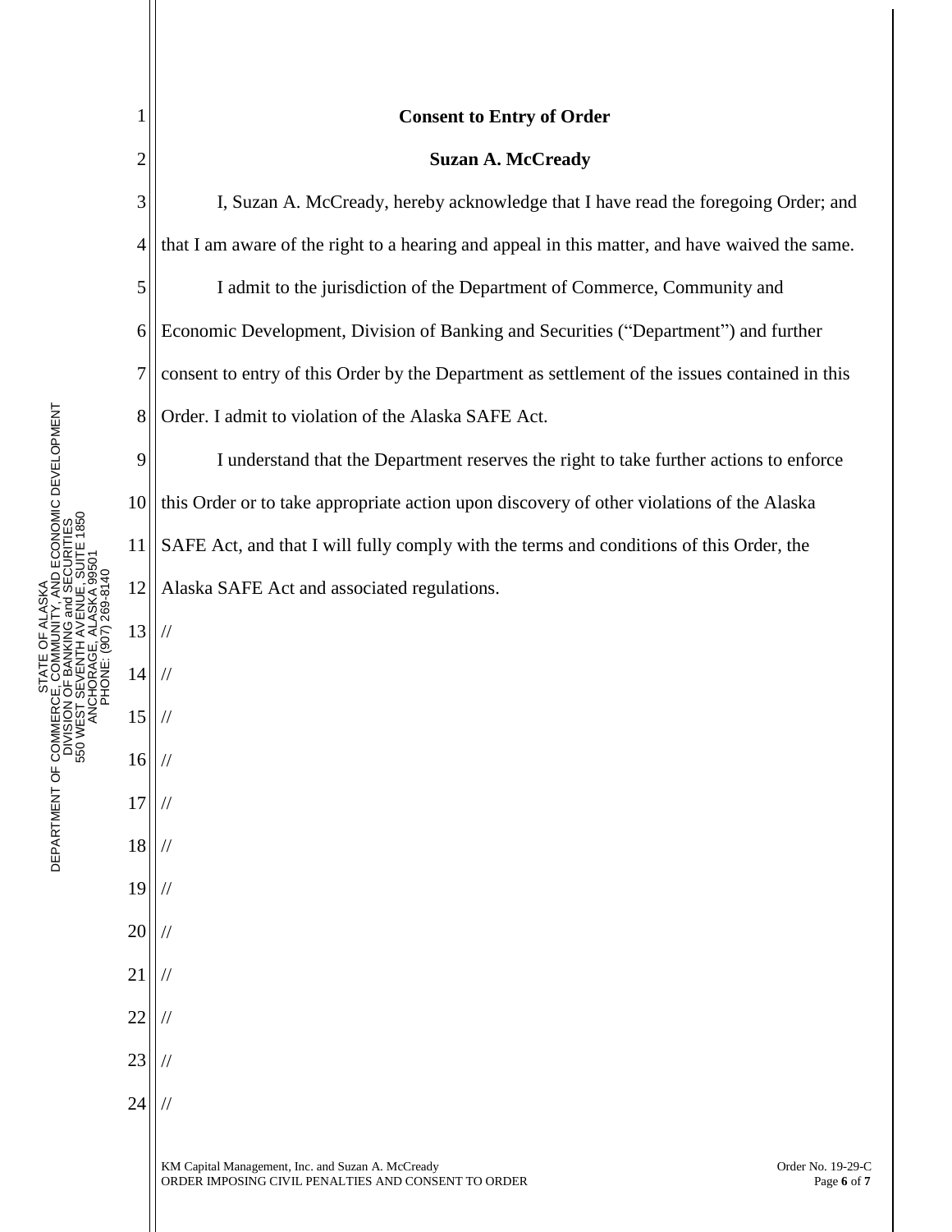**Consent to Entry of Order**

**Suzan A. McCready**

I, Suzan A. McCready, hereby acknowledge that I have read the foregoing Order; and that I am aware of the right to a hearing and appeal in this matter, and have waived the same.

I admit to the jurisdiction of the Department of Commerce, Community and Economic Development, Division of Banking and Securities ("Department") and further consent to entry of this Order by the Department as settlement of the issues contained in this Order. I admit to violation of the Alaska SAFE Act.

I understand that the Department reserves the right to take further actions to enforce this Order or to take appropriate action upon discovery of other violations of the Alaska SAFE Act, and that I will fully comply with the terms and conditions of this Order, the Alaska SAFE Act and associated regulations.

//

//

//

//

//

//

//

//

//

//

//

//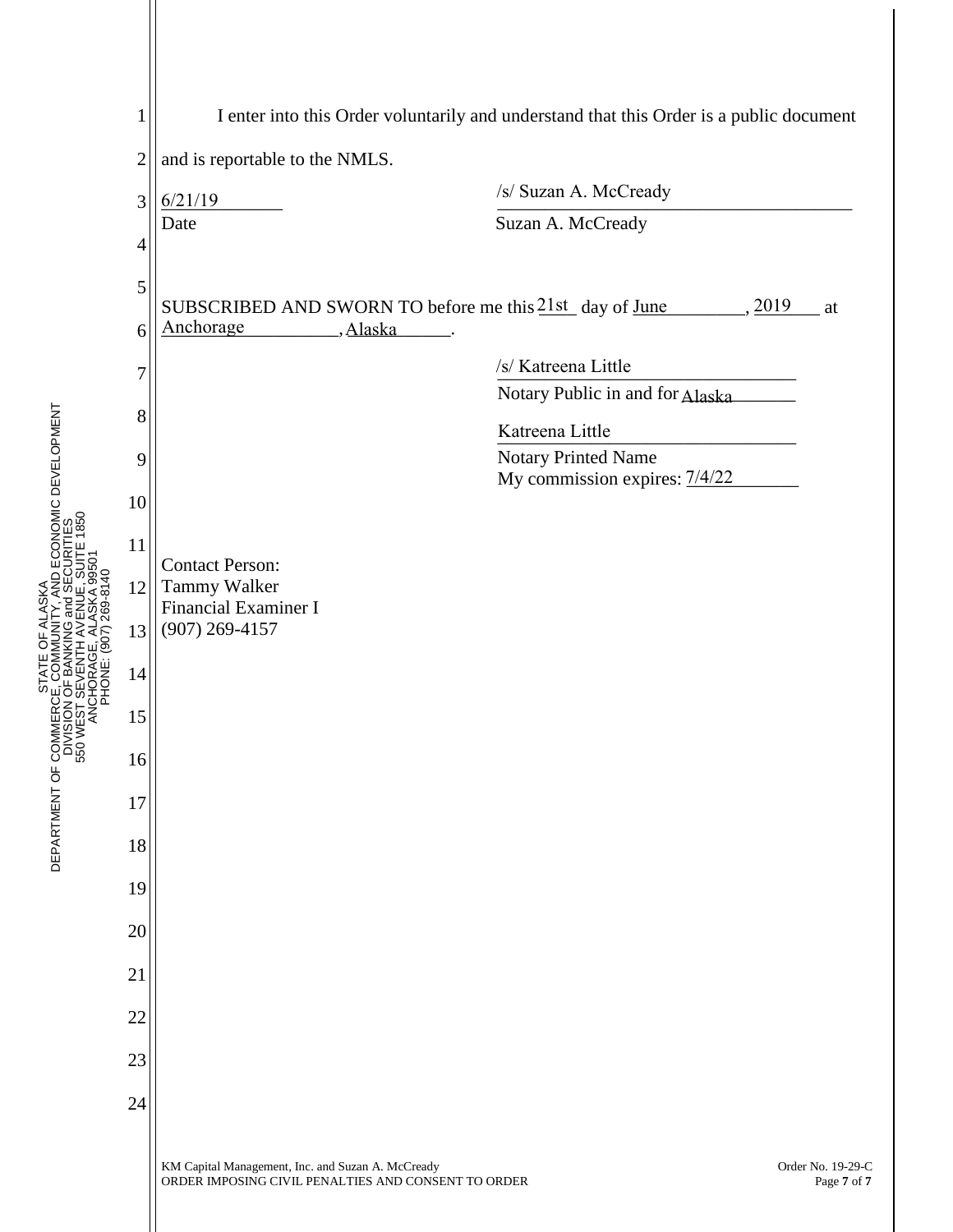I enter into this Order voluntarily and understand that this Order is a public document and is reportable to the NMLS.

6/21/19
Date

/s/ Suzan A. McCready
Suzan A. McCready

SUBSCRIBED AND SWORN TO before me this 21st day of June, 2019 at Anchorage, Alaska.

/s/ Katreena Little
Notary Public in and for Alaska

Katreena Little
Notary Printed Name
My commission expires: 7/4/22

Contact Person:
Tammy Walker
Financial Examiner I
(907) 269-4157